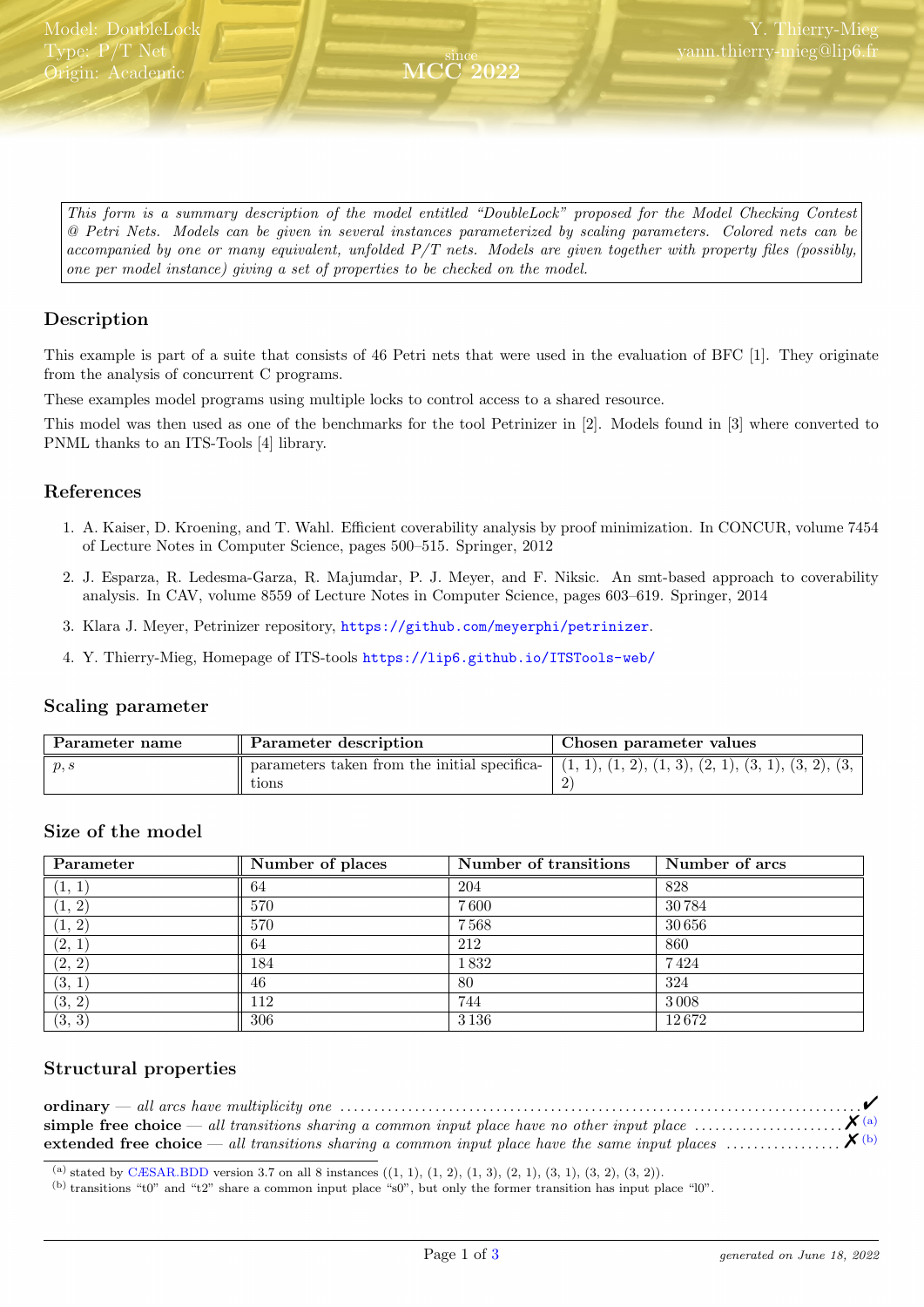Model: DoubleLock
Type: P/T Net
Origin: Academic

since MCC 2022

Y. Thierry-Mieg
yann.thierry-mieg@lip6.fr

*This form is a summary description of the model entitled "DoubleLock" proposed for the Model Checking Contest @ Petri Nets. Models can be given in several instances parameterized by scaling parameters. Colored nets can be accompanied by one or many equivalent, unfolded P/T nets. Models are given together with property files (possibly, one per model instance) giving a set of properties to be checked on the model.*

## Description

This example is part of a suite that consists of 46 Petri nets that were used in the evaluation of BFC [1]. They originate from the analysis of concurrent C programs.

These examples model programs using multiple locks to control access to a shared resource.

This model was then used as one of the benchmarks for the tool Petrinizer in [2]. Models found in [3] where converted to PNML thanks to an ITS-Tools [4] library.

## References

1. A. Kaiser, D. Kroening, and T. Wahl. Efficient coverability analysis by proof minimization. In CONCUR, volume 7454 of Lecture Notes in Computer Science, pages 500–515. Springer, 2012
2. J. Esparza, R. Ledesma-Garza, R. Majumdar, P. J. Meyer, and F. Niksic. An smt-based approach to coverability analysis. In CAV, volume 8559 of Lecture Notes in Computer Science, pages 603–619. Springer, 2014
3. Klara J. Meyer, Petrinizer repository, https://github.com/meyerphi/petrinizer.
4. Y. Thierry-Mieg, Homepage of ITS-tools https://lip6.github.io/ITSTools-web/

## Scaling parameter

| Parameter name | Parameter description | Chosen parameter values |
|---|---|---|
| $p, s$ | parameters taken from the initial specifications | (1, 1), (1, 2), (1, 3), (2, 1), (3, 1), (3, 2), (3, 2) |

## Size of the model

| Parameter | Number of places | Number of transitions | Number of arcs |
|---|---|---|---|
| (1, 1) | 64 | 204 | 828 |
| (1, 2) | 570 | 7 600 | 30 784 |
| (1, 2) | 570 | 7 568 | 30 656 |
| (2, 1) | 64 | 212 | 860 |
| (2, 2) | 184 | 1 832 | 7 424 |
| (3, 1) | 46 | 80 | 324 |
| (3, 2) | 112 | 744 | 3 008 |
| (3, 3) | 306 | 3 136 | 12 672 |

## Structural properties

**ordinary** — *all arcs have multiplicity one* ✔

**simple free choice** — *all transitions sharing a common input place have no other input place* ✗ [(a)]

**extended free choice** — *all transitions sharing a common input place have the same input places* ✗ [(b)]

(a) stated by CÆSAR.BDD version 3.7 on all 8 instances ((1, 1), (1, 2), (1, 3), (2, 1), (3, 1), (3, 2), (3, 2)).

(b) transitions "t0" and "t2" share a common input place "s0", but only the former transition has input place "l0".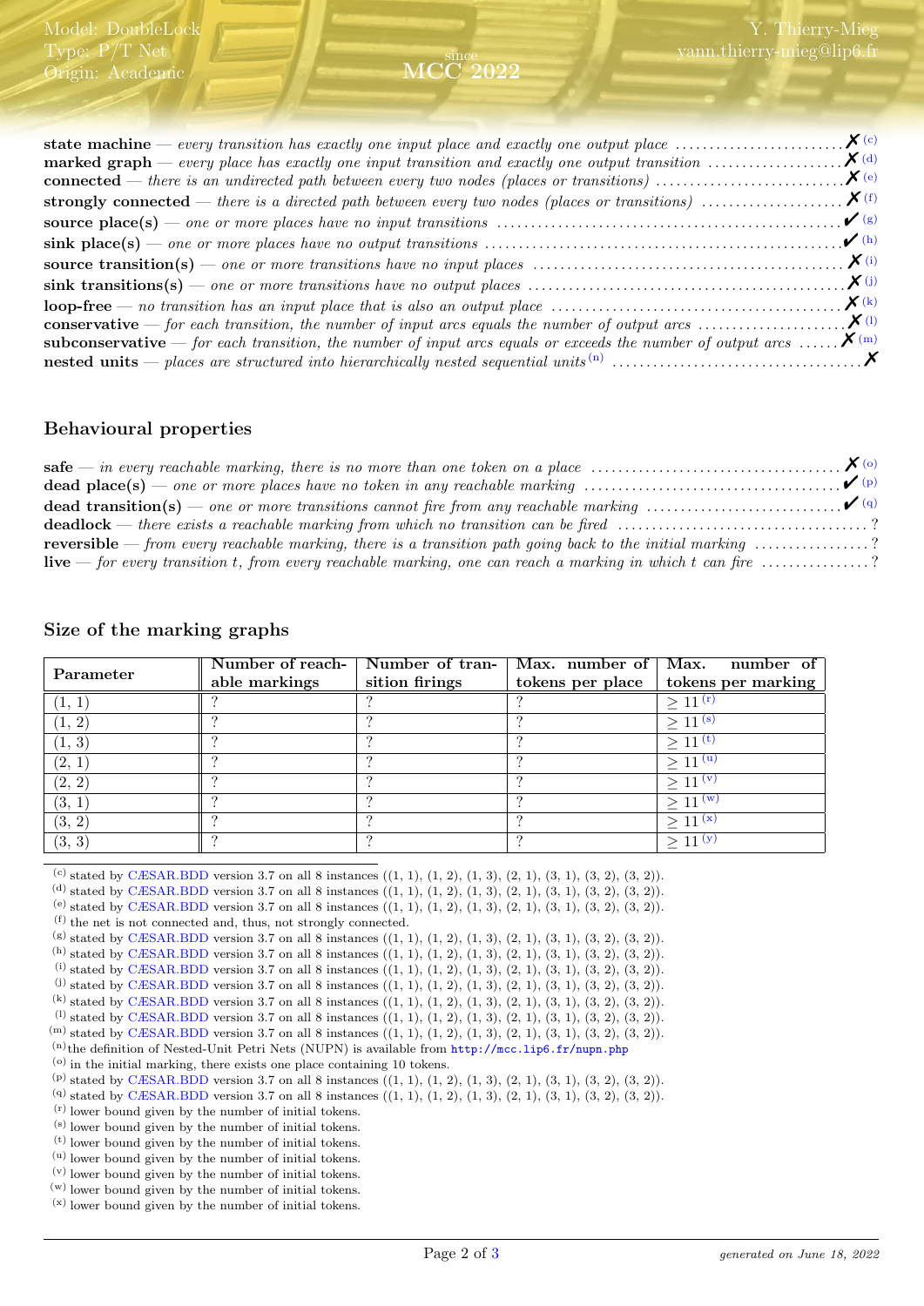**state machine** — *every transition has exactly one input place and exactly one output place* ........................ ✗ [c]
**marked graph** — *every place has exactly one input transition and exactly one output transition* .................... ✗ [d]
**connected** — *there is an undirected path between every two nodes (places or transitions)* ............................ ✗ [e]
**strongly connected** — *there is a directed path between every two nodes (places or transitions)* .................... ✗ [f]
**source place(s)** — *one or more places have no input transitions* .................................................. ✔ [g]
**sink place(s)** — *one or more places have no output transitions* .................................................... ✔ [h]
**source transition(s)** — *one or more transitions have no input places* ............................................ ✗ [i]
**sink transitions(s)** — *one or more transitions have no output places* ............................................. ✗ [j]
**loop-free** — *no transition has an input place that is also an output place* ......................................... ✗ [k]
**conservative** — *for each transition, the number of input arcs equals the number of output arcs* ...................... ✗ [l]
**subconservative** — *for each transition, the number of input arcs equals or exceeds the number of output arcs* ...... ✗ [m]
**nested units** — *places are structured into hierarchically nested sequential units* [n] .................................. ✗

## Behavioural properties

**safe** — *in every reachable marking, there is no more than one token on a place* .................................. ✗ [o]
**dead place(s)** — *one or more places have no token in any reachable marking* .................................... ✔ [p]
**dead transition(s)** — *one or more transitions cannot fire from any reachable marking* ............................ ✔ [q]
**deadlock** — *there exists a reachable marking from which no transition can be fired* ..................................... ?
**reversible** — *from every reachable marking, there is a transition path going back to the initial marking* ................. ?
**live** — *for every transition t, from every reachable marking, one can reach a marking in which t can fire* ................ ?

## Size of the marking graphs

| Parameter | Number of reachable markings | Number of transition firings | Max. number of tokens per place | Max. number of tokens per marking |
|---|---|---|---|---|
| (1, 1) | ? | ? | ? | $\geq 11$ [r] |
| (1, 2) | ? | ? | ? | $\geq 11$ [s] |
| (1, 3) | ? | ? | ? | $\geq 11$ [t] |
| (2, 1) | ? | ? | ? | $\geq 11$ [u] |
| (2, 2) | ? | ? | ? | $\geq 11$ [v] |
| (3, 1) | ? | ? | ? | $\geq 11$ [w] |
| (3, 2) | ? | ? | ? | $\geq 11$ [x] |
| (3, 3) | ? | ? | ? | $\geq 11$ [y] |

[c] stated by CÆSAR.BDD version 3.7 on all 8 instances ((1, 1), (1, 2), (1, 3), (2, 1), (3, 1), (3, 2), (3, 2)).
[d] stated by CÆSAR.BDD version 3.7 on all 8 instances ((1, 1), (1, 2), (1, 3), (2, 1), (3, 1), (3, 2), (3, 2)).
[e] stated by CÆSAR.BDD version 3.7 on all 8 instances ((1, 1), (1, 2), (1, 3), (2, 1), (3, 1), (3, 2), (3, 2)).
[f] the net is not connected and, thus, not strongly connected.
[g] stated by CÆSAR.BDD version 3.7 on all 8 instances ((1, 1), (1, 2), (1, 3), (2, 1), (3, 1), (3, 2), (3, 2)).
[h] stated by CÆSAR.BDD version 3.7 on all 8 instances ((1, 1), (1, 2), (1, 3), (2, 1), (3, 1), (3, 2), (3, 2)).
[i] stated by CÆSAR.BDD version 3.7 on all 8 instances ((1, 1), (1, 2), (1, 3), (2, 1), (3, 1), (3, 2), (3, 2)).
[j] stated by CÆSAR.BDD version 3.7 on all 8 instances ((1, 1), (1, 2), (1, 3), (2, 1), (3, 1), (3, 2), (3, 2)).
[k] stated by CÆSAR.BDD version 3.7 on all 8 instances ((1, 1), (1, 2), (1, 3), (2, 1), (3, 1), (3, 2), (3, 2)).
[l] stated by CÆSAR.BDD version 3.7 on all 8 instances ((1, 1), (1, 2), (1, 3), (2, 1), (3, 1), (3, 2), (3, 2)).
[m] stated by CÆSAR.BDD version 3.7 on all 8 instances ((1, 1), (1, 2), (1, 3), (2, 1), (3, 1), (3, 2), (3, 2)).
[n] the definition of Nested-Unit Petri Nets (NUPN) is available from http://mcc.lip6.fr/nupn.php
[o] in the initial marking, there exists one place containing 10 tokens.
[p] stated by CÆSAR.BDD version 3.7 on all 8 instances ((1, 1), (1, 2), (1, 3), (2, 1), (3, 1), (3, 2), (3, 2)).
[q] stated by CÆSAR.BDD version 3.7 on all 8 instances ((1, 1), (1, 2), (1, 3), (2, 1), (3, 1), (3, 2), (3, 2)).
[r] lower bound given by the number of initial tokens.
[s] lower bound given by the number of initial tokens.
[t] lower bound given by the number of initial tokens.
[u] lower bound given by the number of initial tokens.
[v] lower bound given by the number of initial tokens.
[w] lower bound given by the number of initial tokens.
[x] lower bound given by the number of initial tokens.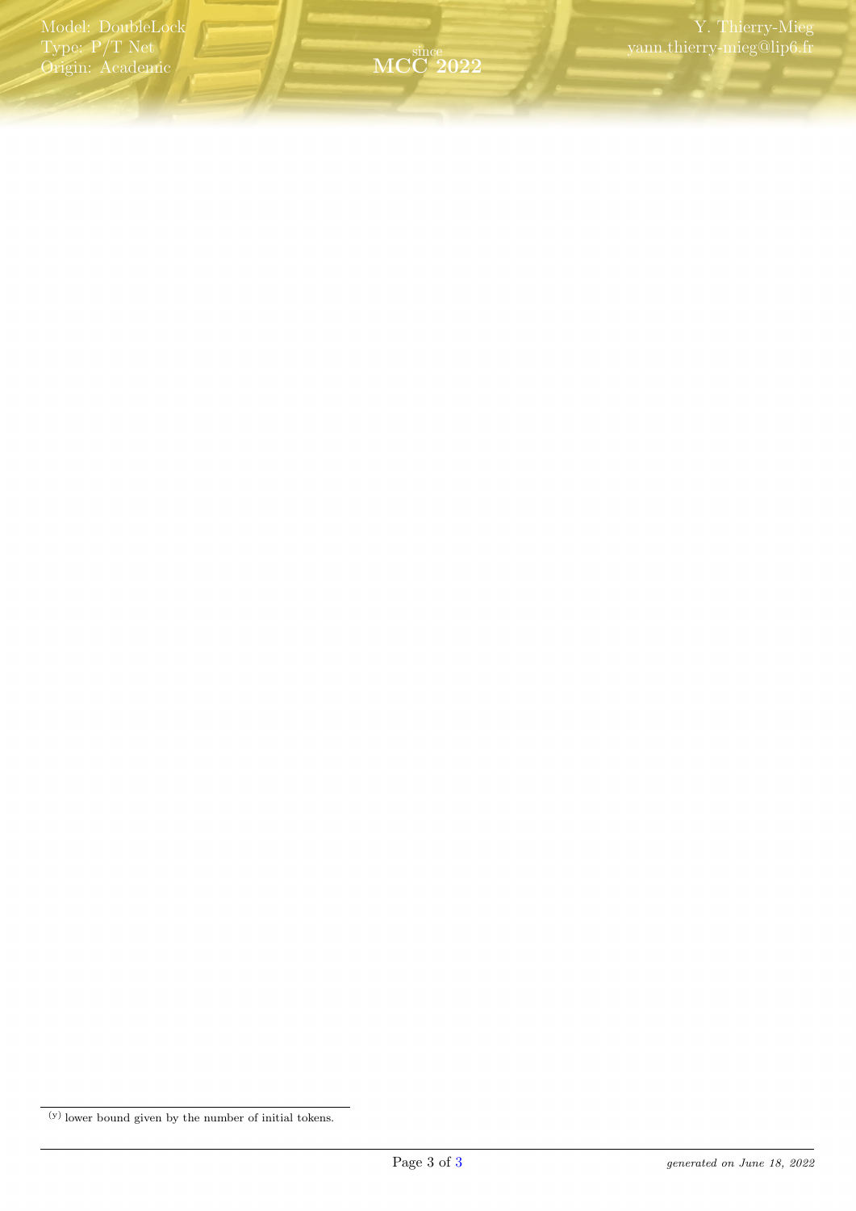[y] lower bound given by the number of initial tokens.